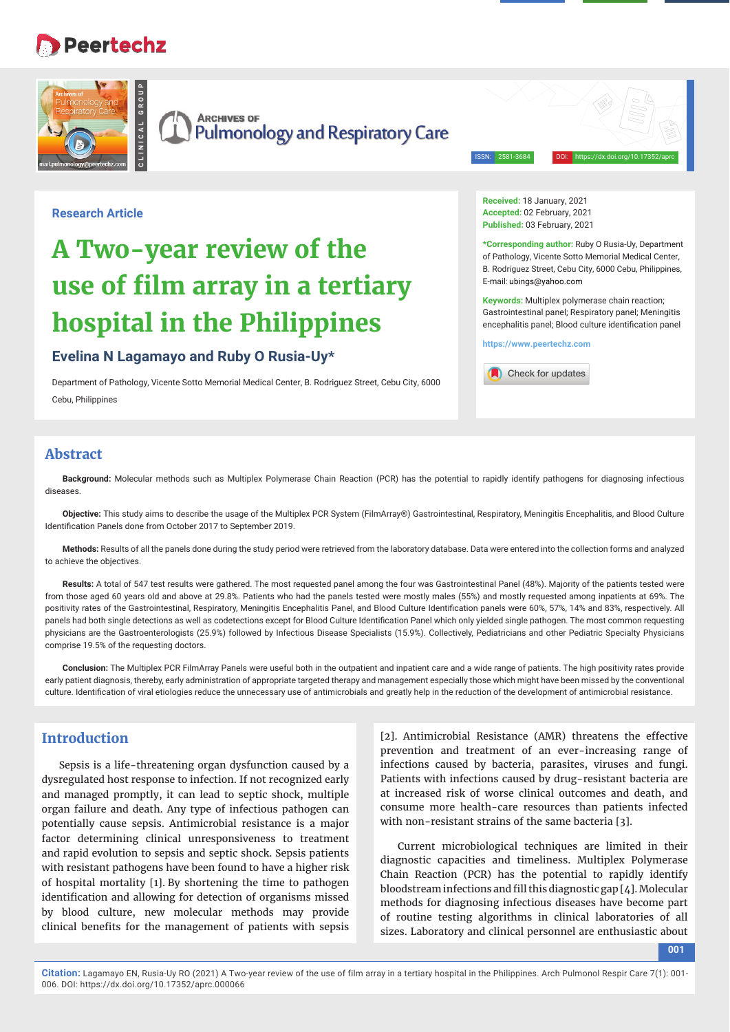Research Article

# A Two-year review of the use of film array in a tertiary hospital in the Philippines

**Evelina N Lagamayo and Ruby O Rusia-Uy***

Department of Pathology, Vicente Sotto Memorial Medical Center, B. Rodriguez Street, Cebu City, 6000 Cebu, Philippines

**Received:** 18 January, 2021
**Accepted:** 02 February, 2021
**Published:** 03 February, 2021

***Corresponding author:** Ruby O Rusia-Uy, Department of Pathology, Vicente Sotto Memorial Medical Center, B. Rodriguez Street, Cebu City, 6000 Cebu, Philippines, E-mail: ubings@yahoo.com

**Keywords:** Multiplex polymerase chain reaction; Gastrointestinal panel; Respiratory panel; Meningitis encephalitis panel; Blood culture identification panel

https://www.peertechz.com

## Abstract

**Background:** Molecular methods such as Multiplex Polymerase Chain Reaction (PCR) has the potential to rapidly identify pathogens for diagnosing infectious diseases.

**Objective:** This study aims to describe the usage of the Multiplex PCR System (FilmArray®) Gastrointestinal, Respiratory, Meningitis Encephalitis, and Blood Culture Identification Panels done from October 2017 to September 2019.

**Methods:** Results of all the panels done during the study period were retrieved from the laboratory database. Data were entered into the collection forms and analyzed to achieve the objectives.

**Results:** A total of 547 test results were gathered. The most requested panel among the four was Gastrointestinal Panel (48%). Majority of the patients tested were from those aged 60 years old and above at 29.8%. Patients who had the panels tested were mostly males (55%) and mostly requested among inpatients at 69%. The positivity rates of the Gastrointestinal, Respiratory, Meningitis Encephalitis Panel, and Blood Culture Identification panels were 60%, 57%, 14% and 83%, respectively. All panels had both single detections as well as codetections except for Blood Culture Identification Panel which only yielded single pathogen. The most common requesting physicians are the Gastroenterologists (25.9%) followed by Infectious Disease Specialists (15.9%). Collectively, Pediatricians and other Pediatric Specialty Physicians comprise 19.5% of the requesting doctors.

**Conclusion:** The Multiplex PCR FilmArray Panels were useful both in the outpatient and inpatient care and a wide range of patients. The high positivity rates provide early patient diagnosis, thereby, early administration of appropriate targeted therapy and management especially those which might have been missed by the conventional culture. Identification of viral etiologies reduce the unnecessary use of antimicrobials and greatly help in the reduction of the development of antimicrobial resistance.

## Introduction

Sepsis is a life-threatening organ dysfunction caused by a dysregulated host response to infection. If not recognized early and managed promptly, it can lead to septic shock, multiple organ failure and death. Any type of infectious pathogen can potentially cause sepsis. Antimicrobial resistance is a major factor determining clinical unresponsiveness to treatment and rapid evolution to sepsis and septic shock. Sepsis patients with resistant pathogens have been found to have a higher risk of hospital mortality [1]. By shortening the time to pathogen identification and allowing for detection of organisms missed by blood culture, new molecular methods may provide clinical benefits for the management of patients with sepsis [2]. Antimicrobial Resistance (AMR) threatens the effective prevention and treatment of an ever-increasing range of infections caused by bacteria, parasites, viruses and fungi. Patients with infections caused by drug-resistant bacteria are at increased risk of worse clinical outcomes and death, and consume more health-care resources than patients infected with non-resistant strains of the same bacteria [3].

Current microbiological techniques are limited in their diagnostic capacities and timeliness. Multiplex Polymerase Chain Reaction (PCR) has the potential to rapidly identify bloodstream infections and fill this diagnostic gap [4]. Molecular methods for diagnosing infectious diseases have become part of routine testing algorithms in clinical laboratories of all sizes. Laboratory and clinical personnel are enthusiastic about

**Citation:** Lagamayo EN, Rusia-Uy RO (2021) A Two-year review of the use of film array in a tertiary hospital in the Philippines. Arch Pulmonol Respir Care 7(1): 001-006. DOI: https://dx.doi.org/10.17352/aprc.000066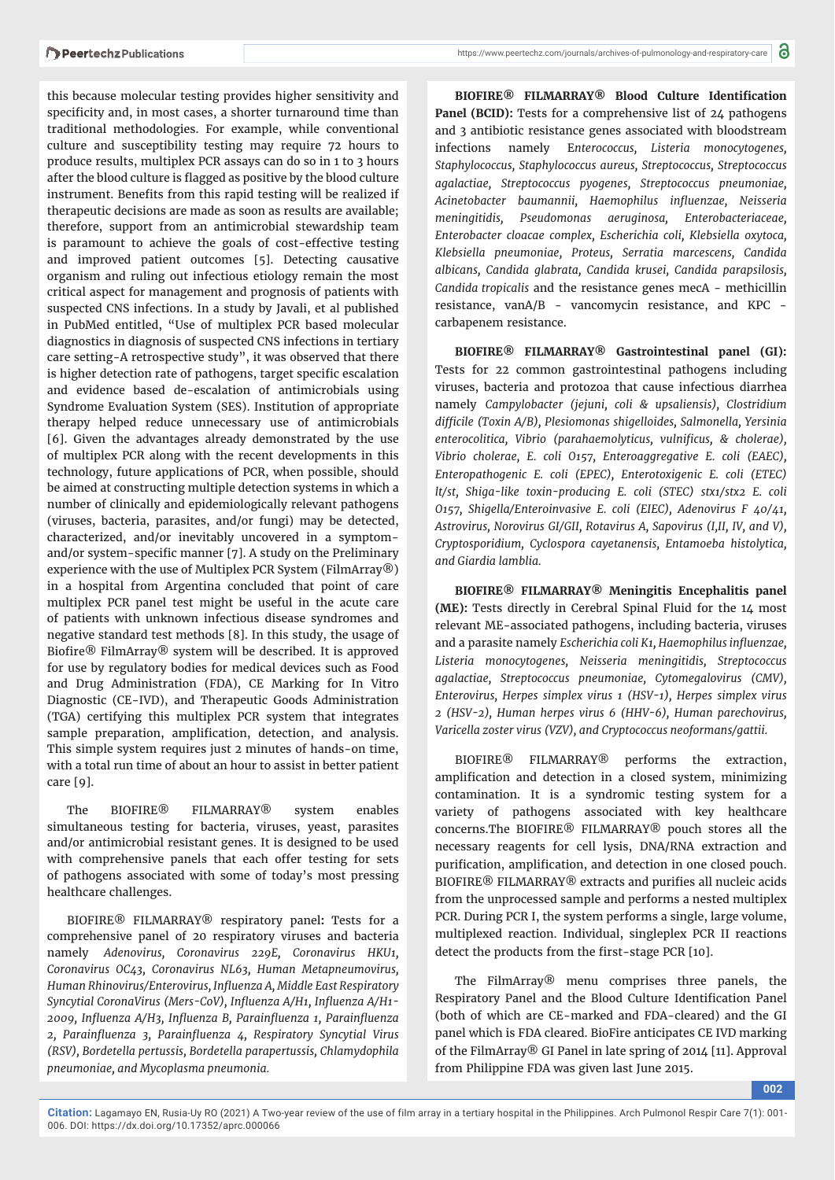this because molecular testing provides higher sensitivity and specificity and, in most cases, a shorter turnaround time than traditional methodologies. For example, while conventional culture and susceptibility testing may require 72 hours to produce results, multiplex PCR assays can do so in 1 to 3 hours after the blood culture is flagged as positive by the blood culture instrument. Benefits from this rapid testing will be realized if therapeutic decisions are made as soon as results are available; therefore, support from an antimicrobial stewardship team is paramount to achieve the goals of cost-effective testing and improved patient outcomes [5]. Detecting causative organism and ruling out infectious etiology remain the most critical aspect for management and prognosis of patients with suspected CNS infections. In a study by Javali, et al published in PubMed entitled, "Use of multiplex PCR based molecular diagnostics in diagnosis of suspected CNS infections in tertiary care setting-A retrospective study", it was observed that there is higher detection rate of pathogens, target specific escalation and evidence based de-escalation of antimicrobials using Syndrome Evaluation System (SES). Institution of appropriate therapy helped reduce unnecessary use of antimicrobials [6]. Given the advantages already demonstrated by the use of multiplex PCR along with the recent developments in this technology, future applications of PCR, when possible, should be aimed at constructing multiple detection systems in which a number of clinically and epidemiologically relevant pathogens (viruses, bacteria, parasites, and/or fungi) may be detected, characterized, and/or inevitably uncovered in a symptom- and/or system-specific manner [7]. A study on the Preliminary experience with the use of Multiplex PCR System (FilmArray®) in a hospital from Argentina concluded that point of care multiplex PCR panel test might be useful in the acute care of patients with unknown infectious disease syndromes and negative standard test methods [8]. In this study, the usage of Biofire® FilmArray® system will be described. It is approved for use by regulatory bodies for medical devices such as Food and Drug Administration (FDA), CE Marking for In Vitro Diagnostic (CE-IVD), and Therapeutic Goods Administration (TGA) certifying this multiplex PCR system that integrates sample preparation, amplification, detection, and analysis. This simple system requires just 2 minutes of hands-on time, with a total run time of about an hour to assist in better patient care [9].

The BIOFIRE® FILMARRAY® system enables simultaneous testing for bacteria, viruses, yeast, parasites and/or antimicrobial resistant genes. It is designed to be used with comprehensive panels that each offer testing for sets of pathogens associated with some of today's most pressing healthcare challenges.

BIOFIRE® FILMARRAY® respiratory panel**:** Tests for a comprehensive panel of 20 respiratory viruses and bacteria namely *Adenovirus, Coronavirus 229E, Coronavirus HKU1, Coronavirus OC43, Coronavirus NL63, Human Metapneumovirus, Human Rhinovirus/Enterovirus, Influenza A, Middle East Respiratory Syncytial CoronaVirus (Mers-CoV), Influenza A/H1, Influenza A/H1-2009, Influenza A/H3, Influenza B, Parainfluenza 1, Parainfluenza 2, Parainfluenza 3, Parainfluenza 4, Respiratory Syncytial Virus (RSV), Bordetella pertussis, Bordetella parapertussis, Chlamydophila pneumoniae, and Mycoplasma pneumonia.*

**BIOFIRE® FILMARRAY® Blood Culture Identification Panel (BCID):** Tests for a comprehensive list of 24 pathogens and 3 antibiotic resistance genes associated with bloodstream infections namely E*nterococcus, Listeria monocytogenes, Staphylococcus, Staphylococcus aureus, Streptococcus, Streptococcus agalactiae, Streptococcus pyogenes, Streptococcus pneumoniae, Acinetobacter baumannii, Haemophilus influenzae, Neisseria meningitidis, Pseudomonas aeruginosa, Enterobacteriaceae, Enterobacter cloacae complex, Escherichia coli, Klebsiella oxytoca, Klebsiella pneumoniae, Proteus, Serratia marcescens, Candida albicans, Candida glabrata, Candida krusei, Candida parapsilosis, Candida tropicalis* and the resistance genes mecA - methicillin resistance, vanA/B - vancomycin resistance, and KPC - carbapenem resistance.

**BIOFIRE® FILMARRAY® Gastrointestinal panel (GI):** Tests for 22 common gastrointestinal pathogens including viruses, bacteria and protozoa that cause infectious diarrhea namely *Campylobacter (jejuni, coli & upsaliensis), Clostridium difficile (Toxin A/B), Plesiomonas shigelloides, Salmonella, Yersinia enterocolitica, Vibrio (parahaemolyticus, vulnificus, & cholerae), Vibrio cholerae, E. coli O157, Enteroaggregative E. coli (EAEC), Enteropathogenic E. coli (EPEC), Enterotoxigenic E. coli (ETEC) lt/st, Shiga-like toxin-producing E. coli (STEC) stx1/stx2 E. coli O157, Shigella/Enteroinvasive E. coli (EIEC), Adenovirus F 40/41, Astrovirus, Norovirus GI/GII, Rotavirus A, Sapovirus (I,II, IV, and V), Cryptosporidium, Cyclospora cayetanensis, Entamoeba histolytica, and Giardia lamblia.*

**BIOFIRE® FILMARRAY® Meningitis Encephalitis panel (ME):** Tests directly in Cerebral Spinal Fluid for the 14 most relevant ME-associated pathogens, including bacteria, viruses and a parasite namely *Escherichia coli K1, Haemophilus influenzae, Listeria monocytogenes, Neisseria meningitidis, Streptococcus agalactiae, Streptococcus pneumoniae, Cytomegalovirus (CMV), Enterovirus, Herpes simplex virus 1 (HSV-1), Herpes simplex virus 2 (HSV-2), Human herpes virus 6 (HHV-6), Human parechovirus, Varicella zoster virus (VZV), and Cryptococcus neoformans/gattii.*

BIOFIRE® FILMARRAY® performs the extraction, amplification and detection in a closed system, minimizing contamination. It is a syndromic testing system for a variety of pathogens associated with key healthcare concerns.The BIOFIRE® FILMARRAY® pouch stores all the necessary reagents for cell lysis, DNA/RNA extraction and purification, amplification, and detection in one closed pouch. BIOFIRE® FILMARRAY® extracts and purifies all nucleic acids from the unprocessed sample and performs a nested multiplex PCR. During PCR I, the system performs a single, large volume, multiplexed reaction. Individual, singleplex PCR II reactions detect the products from the first-stage PCR [10].

The FilmArray® menu comprises three panels, the Respiratory Panel and the Blood Culture Identification Panel (both of which are CE-marked and FDA-cleared) and the GI panel which is FDA cleared. BioFire anticipates CE IVD marking of the FilmArray® GI Panel in late spring of 2014 [11]. Approval from Philippine FDA was given last June 2015.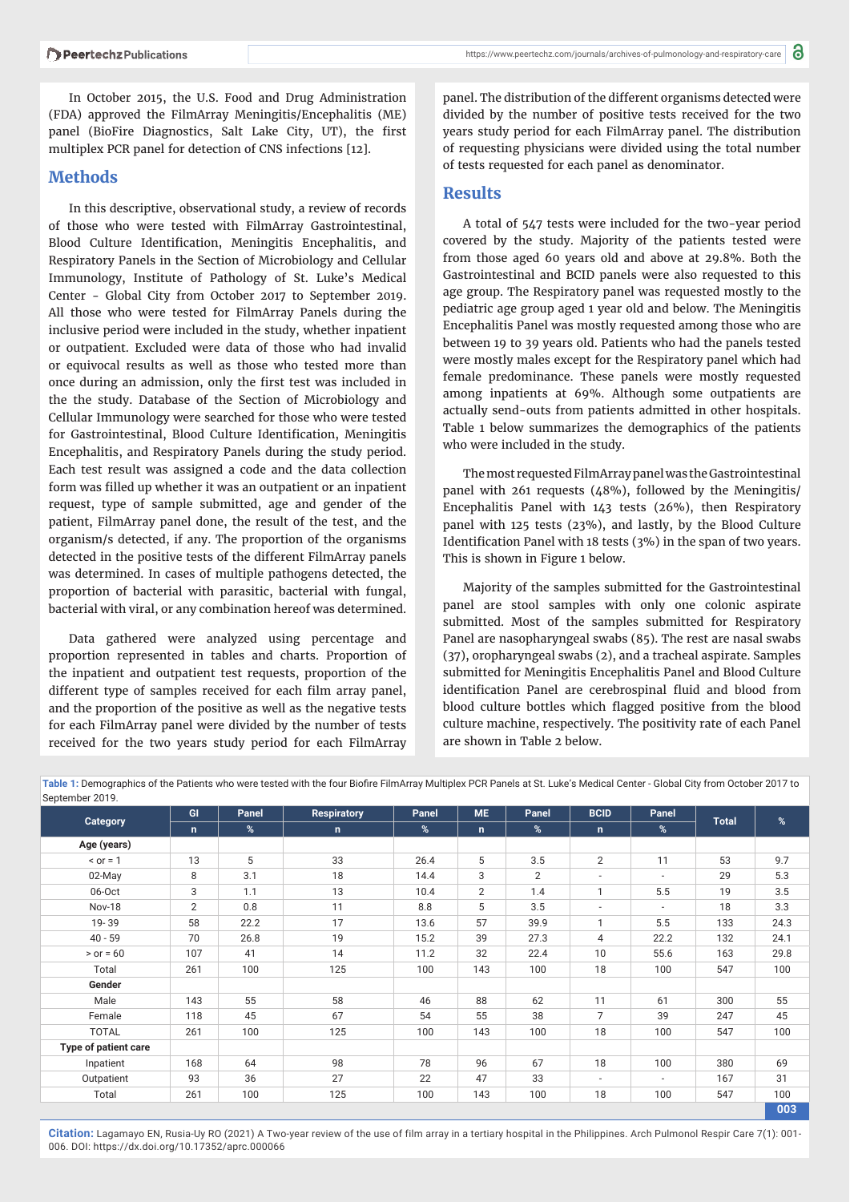In October 2015, the U.S. Food and Drug Administration (FDA) approved the FilmArray Meningitis/Encephalitis (ME) panel (BioFire Diagnostics, Salt Lake City, UT), the first multiplex PCR panel for detection of CNS infections [12].

## Methods

In this descriptive, observational study, a review of records of those who were tested with FilmArray Gastrointestinal, Blood Culture Identification, Meningitis Encephalitis, and Respiratory Panels in the Section of Microbiology and Cellular Immunology, Institute of Pathology of St. Luke's Medical Center - Global City from October 2017 to September 2019. All those who were tested for FilmArray Panels during the inclusive period were included in the study, whether inpatient or outpatient. Excluded were data of those who had invalid or equivocal results as well as those who tested more than once during an admission, only the first test was included in the the study. Database of the Section of Microbiology and Cellular Immunology were searched for those who were tested for Gastrointestinal, Blood Culture Identification, Meningitis Encephalitis, and Respiratory Panels during the study period. Each test result was assigned a code and the data collection form was filled up whether it was an outpatient or an inpatient request, type of sample submitted, age and gender of the patient, FilmArray panel done, the result of the test, and the organism/s detected, if any. The proportion of the organisms detected in the positive tests of the different FilmArray panels was determined. In cases of multiple pathogens detected, the proportion of bacterial with parasitic, bacterial with fungal, bacterial with viral, or any combination hereof was determined.

Data gathered were analyzed using percentage and proportion represented in tables and charts. Proportion of the inpatient and outpatient test requests, proportion of the different type of samples received for each film array panel, and the proportion of the positive as well as the negative tests for each FilmArray panel were divided by the number of tests received for the two years study period for each FilmArray panel. The distribution of the different organisms detected were divided by the number of positive tests received for the two years study period for each FilmArray panel. The distribution of requesting physicians were divided using the total number of tests requested for each panel as denominator.

## Results

A total of 547 tests were included for the two-year period covered by the study. Majority of the patients tested were from those aged 60 years old and above at 29.8%. Both the Gastrointestinal and BCID panels were also requested to this age group. The Respiratory panel was requested mostly to the pediatric age group aged 1 year old and below. The Meningitis Encephalitis Panel was mostly requested among those who are between 19 to 39 years old. Patients who had the panels tested were mostly males except for the Respiratory panel which had female predominance. These panels were mostly requested among inpatients at 69%. Although some outpatients are actually send-outs from patients admitted in other hospitals. Table 1 below summarizes the demographics of the patients who were included in the study.

The most requested FilmArray panel was the Gastrointestinal panel with 261 requests (48%), followed by the Meningitis/Encephalitis Panel with 143 tests (26%), then Respiratory panel with 125 tests (23%), and lastly, by the Blood Culture Identification Panel with 18 tests (3%) in the span of two years. This is shown in Figure 1 below.

Majority of the samples submitted for the Gastrointestinal panel are stool samples with only one colonic aspirate submitted. Most of the samples submitted for Respiratory Panel are nasopharyngeal swabs (85). The rest are nasal swabs (37), oropharyngeal swabs (2), and a tracheal aspirate. Samples submitted for Meningitis Encephalitis Panel and Blood Culture identification Panel are cerebrospinal fluid and blood from blood culture bottles which flagged positive from the blood culture machine, respectively. The positivity rate of each Panel are shown in Table 2 below.

**Table 1:** Demographics of the Patients who were tested with the four Biofire FilmArray Multiplex PCR Panels at St. Luke's Medical Center - Global City from October 2017 to September 2019.

| Category | GI | Panel | Respiratory | Panel | ME | Panel | BCID | Panel | Total | % |
|---|---|---|---|---|---|---|---|---|---|---|
| | n | % | n | % | n | % | n | % | | |
| **Age (years)** | | | | | | | | | | |
| < or = 1 | 13 | 5 | 33 | 26.4 | 5 | 3.5 | 2 | 11 | 53 | 9.7 |
| 02-May | 8 | 3.1 | 18 | 14.4 | 3 | 2 | - | - | 29 | 5.3 |
| 06-Oct | 3 | 1.1 | 13 | 10.4 | 2 | 1.4 | 1 | 5.5 | 19 | 3.5 |
| Nov-18 | 2 | 0.8 | 11 | 8.8 | 5 | 3.5 | - | - | 18 | 3.3 |
| 19- 39 | 58 | 22.2 | 17 | 13.6 | 57 | 39.9 | 1 | 5.5 | 133 | 24.3 |
| 40 - 59 | 70 | 26.8 | 19 | 15.2 | 39 | 27.3 | 4 | 22.2 | 132 | 24.1 |
| > or = 60 | 107 | 41 | 14 | 11.2 | 32 | 22.4 | 10 | 55.6 | 163 | 29.8 |
| Total | 261 | 100 | 125 | 100 | 143 | 100 | 18 | 100 | 547 | 100 |
| **Gender** | | | | | | | | | | |
| Male | 143 | 55 | 58 | 46 | 88 | 62 | 11 | 61 | 300 | 55 |
| Female | 118 | 45 | 67 | 54 | 55 | 38 | 7 | 39 | 247 | 45 |
| TOTAL | 261 | 100 | 125 | 100 | 143 | 100 | 18 | 100 | 547 | 100 |
| **Type of patient care** | | | | | | | | | | |
| Inpatient | 168 | 64 | 98 | 78 | 96 | 67 | 18 | 100 | 380 | 69 |
| Outpatient | 93 | 36 | 27 | 22 | 47 | 33 | - | - | 167 | 31 |
| Total | 261 | 100 | 125 | 100 | 143 | 100 | 18 | 100 | 547 | 100 |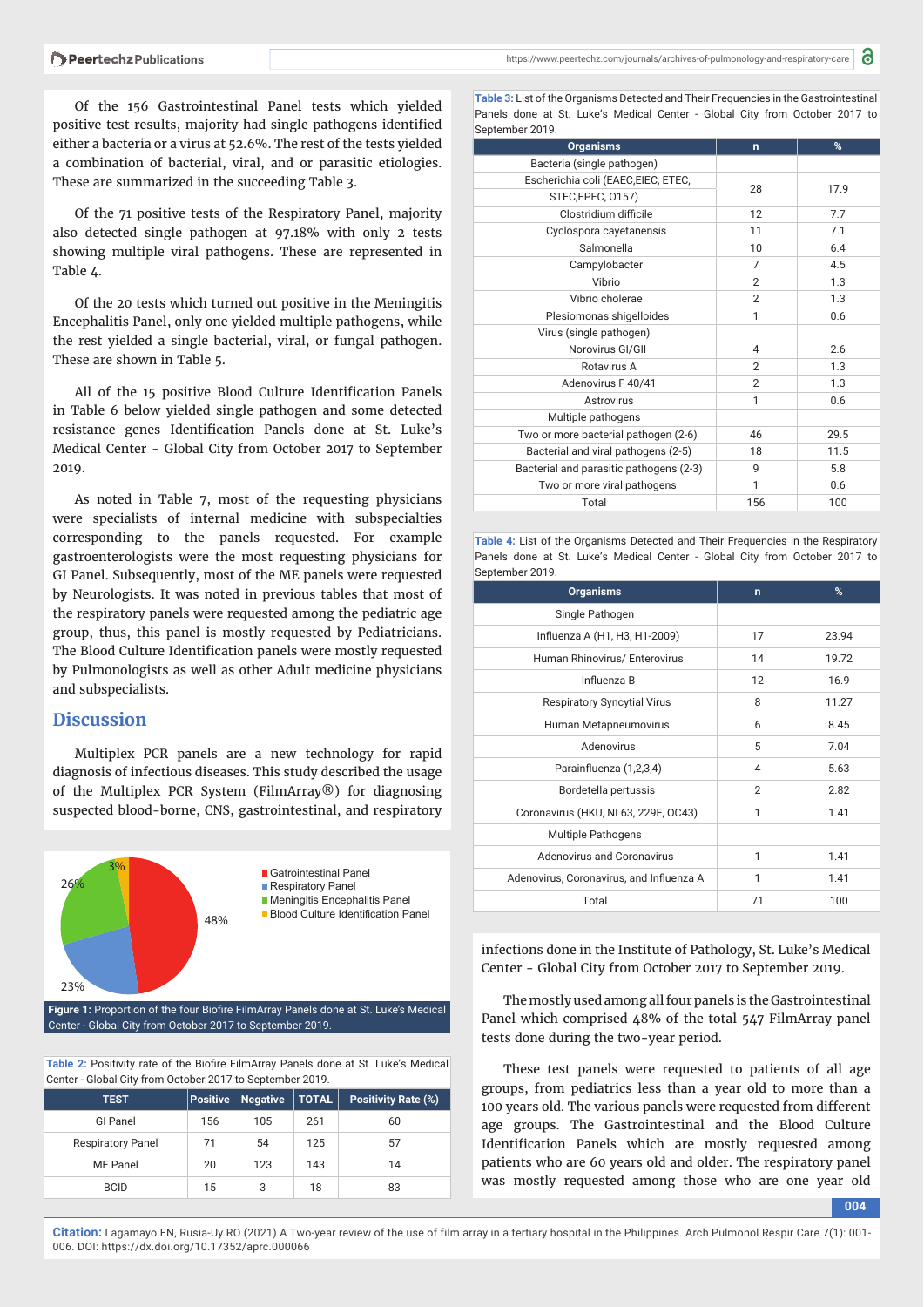Of the 156 Gastrointestinal Panel tests which yielded positive test results, majority had single pathogens identified either a bacteria or a virus at 52.6%. The rest of the tests yielded a combination of bacterial, viral, and or parasitic etiologies. These are summarized in the succeeding Table 3.

Of the 71 positive tests of the Respiratory Panel, majority also detected single pathogen at 97.18% with only 2 tests showing multiple viral pathogens. These are represented in Table 4.

Of the 20 tests which turned out positive in the Meningitis Encephalitis Panel, only one yielded multiple pathogens, while the rest yielded a single bacterial, viral, or fungal pathogen. These are shown in Table 5.

All of the 15 positive Blood Culture Identification Panels in Table 6 below yielded single pathogen and some detected resistance genes Identification Panels done at St. Luke's Medical Center - Global City from October 2017 to September 2019.

As noted in Table 7, most of the requesting physicians were specialists of internal medicine with subspecialties corresponding to the panels requested. For example gastroenterologists were the most requesting physicians for GI Panel. Subsequently, most of the ME panels were requested by Neurologists. It was noted in previous tables that most of the respiratory panels were requested among the pediatric age group, thus, this panel is mostly requested by Pediatricians. The Blood Culture Identification panels were mostly requested by Pulmonologists as well as other Adult medicine physicians and subspecialists.

## Discussion

Multiplex PCR panels are a new technology for rapid diagnosis of infectious diseases. This study described the usage of the Multiplex PCR System (FilmArray®) for diagnosing suspected blood-borne, CNS, gastrointestinal, and respiratory infections done in the Institute of Pathology, St. Luke's Medical Center - Global City from October 2017 to September 2019.

The mostly used among all four panels is the Gastrointestinal Panel which comprised 48% of the total 547 FilmArray panel tests done during the two-year period.

These test panels were requested to patients of all age groups, from pediatrics less than a year old to more than a 100 years old. The various panels were requested from different age groups. The Gastrointestinal and the Blood Culture Identification Panels which are mostly requested among patients who are 60 years old and older. The respiratory panel was mostly requested among those who are one year old

**Figure 1:** Proportion of the four Biofire FilmArray Panels done at St. Luke's Medical Center - Global City from October 2017 to September 2019.

**Table 2:** Positivity rate of the Biofire FilmArray Panels done at St. Luke's Medical Center - Global City from October 2017 to September 2019.

| TEST | Positive | Negative | TOTAL | Positivity Rate (%) |
|---|---|---|---|---|
| GI Panel | 156 | 105 | 261 | 60 |
| Respiratory Panel | 71 | 54 | 125 | 57 |
| ME Panel | 20 | 123 | 143 | 14 |
| BCID | 15 | 3 | 18 | 83 |

**Table 3:** List of the Organisms Detected and Their Frequencies in the Gastrointestinal Panels done at St. Luke's Medical Center - Global City from October 2017 to September 2019.

| Organisms | n | % |
|---|---|---|
| Bacteria (single pathogen) | | |
| Escherichia coli (EAEC,EIEC, ETEC, STEC,EPEC, O157) | 28 | 17.9 |
| Clostridium difficile | 12 | 7.7 |
| Cyclospora cayetanensis | 11 | 7.1 |
| Salmonella | 10 | 6.4 |
| Campylobacter | 7 | 4.5 |
| Vibrio | 2 | 1.3 |
| Vibrio cholerae | 2 | 1.3 |
| Plesiomonas shigelloides | 1 | 0.6 |
| Virus (single pathogen) | | |
| Norovirus GI/GII | 4 | 2.6 |
| Rotavirus A | 2 | 1.3 |
| Adenovirus F 40/41 | 2 | 1.3 |
| Astrovirus | 1 | 0.6 |
| Multiple pathogens | | |
| Two or more bacterial pathogen (2-6) | 46 | 29.5 |
| Bacterial and viral pathogens (2-5) | 18 | 11.5 |
| Bacterial and parasitic pathogens (2-3) | 9 | 5.8 |
| Two or more viral pathogens | 1 | 0.6 |
| Total | 156 | 100 |

**Table 4:** List of the Organisms Detected and Their Frequencies in the Respiratory Panels done at St. Luke's Medical Center - Global City from October 2017 to September 2019.

| Organisms | n | % |
|---|---|---|
| Single Pathogen | | |
| Influenza A (H1, H3, H1-2009) | 17 | 23.94 |
| Human Rhinovirus/ Enterovirus | 14 | 19.72 |
| Influenza B | 12 | 16.9 |
| Respiratory Syncytial Virus | 8 | 11.27 |
| Human Metapneumovirus | 6 | 8.45 |
| Adenovirus | 5 | 7.04 |
| Parainfluenza (1,2,3,4) | 4 | 5.63 |
| Bordetella pertussis | 2 | 2.82 |
| Coronavirus (HKU, NL63, 229E, OC43) | 1 | 1.41 |
| Multiple Pathogens | | |
| Adenovirus and Coronavirus | 1 | 1.41 |
| Adenovirus, Coronavirus, and Influenza A | 1 | 1.41 |
| Total | 71 | 100 |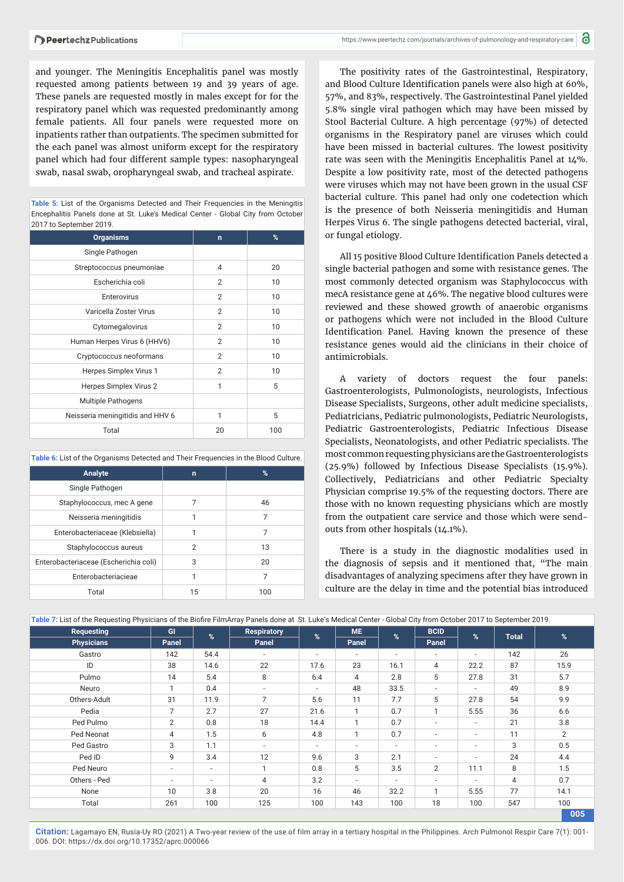and younger. The Meningitis Encephalitis panel was mostly requested among patients between 19 and 39 years of age. These panels are requested mostly in males except for for the respiratory panel which was requested predominantly among female patients. All four panels were requested more on inpatients rather than outpatients. The specimen submitted for the each panel was almost uniform except for the respiratory panel which had four different sample types: nasopharyngeal swab, nasal swab, oropharyngeal swab, and tracheal aspirate.

**Table 5:** List of the Organisms Detected and Their Frequencies in the Meningitis Encephalitis Panels done at St. Luke's Medical Center - Global City from October 2017 to September 2019.

| Organisms | n | % |
|---|---|---|
| Single Pathogen | | |
| Streptococcus pneumoniae | 4 | 20 |
| Escherichia coli | 2 | 10 |
| Enterovirus | 2 | 10 |
| Varicella Zoster Virus | 2 | 10 |
| Cytomegalovirus | 2 | 10 |
| Human Herpes Virus 6 (HHV6) | 2 | 10 |
| Cryptococcus neoformans | 2 | 10 |
| Herpes Simplex Virus 1 | 2 | 10 |
| Herpes Simplex Virus 2 | 1 | 5 |
| Multiple Pathogens | | |
| Neisseria meningitidis and HHV 6 | 1 | 5 |
| Total | 20 | 100 |

**Table 6:** List of the Organisms Detected and Their Frequencies in the Blood Culture.

| Analyte | n | % |
|---|---|---|
| Single Pathogen | | |
| Staphylococcus, mec A gene | 7 | 46 |
| Neisseria meningitidis | 1 | 7 |
| Enterobacteriaceae (Klebsiella) | 1 | 7 |
| Staphylococcus aureus | 2 | 13 |
| Enterobacteriaceae (Escherichia coli) | 3 | 20 |
| Enterobacteriaceae | 1 | 7 |
| Total | 15 | 100 |

The positivity rates of the Gastrointestinal, Respiratory, and Blood Culture Identification panels were also high at 60%, 57%, and 83%, respectively. The Gastrointestinal Panel yielded 5.8% single viral pathogen which may have been missed by Stool Bacterial Culture. A high percentage (97%) of detected organisms in the Respiratory panel are viruses which could have been missed in bacterial cultures. The lowest positivity rate was seen with the Meningitis Encephalitis Panel at 14%. Despite a low positivity rate, most of the detected pathogens were viruses which may not have been grown in the usual CSF bacterial culture. This panel had only one codetection which is the presence of both Neisseria meningitidis and Human Herpes Virus 6. The single pathogens detected bacterial, viral, or fungal etiology.

All 15 positive Blood Culture Identification Panels detected a single bacterial pathogen and some with resistance genes. The most commonly detected organism was Staphylococcus with mecA resistance gene at 46%. The negative blood cultures were reviewed and these showed growth of anaerobic organisms or pathogens which were not included in the Blood Culture Identification Panel. Having known the presence of these resistance genes would aid the clinicians in their choice of antimicrobials.

A variety of doctors request the four panels: Gastroenterologists, Pulmonologists, neurologists, Infectious Disease Specialists, Surgeons, other adult medicine specialists, Pediatricians, Pediatric pulmonologists, Pediatric Neurologists, Pediatric Gastroenterologists, Pediatric Infectious Disease Specialists, Neonatologists, and other Pediatric specialists. The most common requesting physicians are the Gastroenterologists (25.9%) followed by Infectious Disease Specialists (15.9%). Collectively, Pediatricians and other Pediatric Specialty Physician comprise 19.5% of the requesting doctors. There are those with no known requesting physicians which are mostly from the outpatient care service and those which were send-outs from other hospitals (14.1%).

There is a study in the diagnostic modalities used in the diagnosis of sepsis and it mentioned that, "The main disadvantages of analyzing specimens after they have grown in culture are the delay in time and the potential bias introduced

**Table 7:** List of the Requesting Physicians of the Biofire FilmArray Panels done at St. Luke's Medical Center - Global City from October 2017 to September 2019.

| Requesting Physicians | GI Panel | % | Respiratory Panel | % | ME Panel | % | BCID Panel | % | Total | % |
|---|---|---|---|---|---|---|---|---|---|---|
| Gastro | 142 | 54.4 | - | - | - | - | - | - | 142 | 26 |
| ID | 38 | 14.6 | 22 | 17.6 | 23 | 16.1 | 4 | 22.2 | 87 | 15.9 |
| Pulmo | 14 | 5.4 | 8 | 6.4 | 4 | 2.8 | 5 | 27.8 | 31 | 5.7 |
| Neuro | 1 | 0.4 | - | - | 48 | 33.5 | - | - | 49 | 8.9 |
| Others-Adult | 31 | 11.9 | 7 | 5.6 | 11 | 7.7 | 5 | 27.8 | 54 | 9.9 |
| Pedia | 7 | 2.7 | 27 | 21.6 | 1 | 0.7 | 1 | 5.55 | 36 | 6.6 |
| Ped Pulmo | 2 | 0.8 | 18 | 14.4 | 1 | 0.7 | - | - | 21 | 3.8 |
| Ped Neonat | 4 | 1.5 | 6 | 4.8 | 1 | 0.7 | - | - | 11 | 2 |
| Ped Gastro | 3 | 1.1 | - | - | - | - | - | - | 3 | 0.5 |
| Ped ID | 9 | 3.4 | 12 | 9.6 | 3 | 2.1 | - | - | 24 | 4.4 |
| Ped Neuro | - | - | 1 | 0.8 | 5 | 3.5 | 2 | 11.1 | 8 | 1.5 |
| Others - Ped | - | - | 4 | 3.2 | - | - | - | - | 4 | 0.7 |
| None | 10 | 3.8 | 20 | 16 | 46 | 32.2 | 1 | 5.55 | 77 | 14.1 |
| Total | 261 | 100 | 125 | 100 | 143 | 100 | 18 | 100 | 547 | 100 |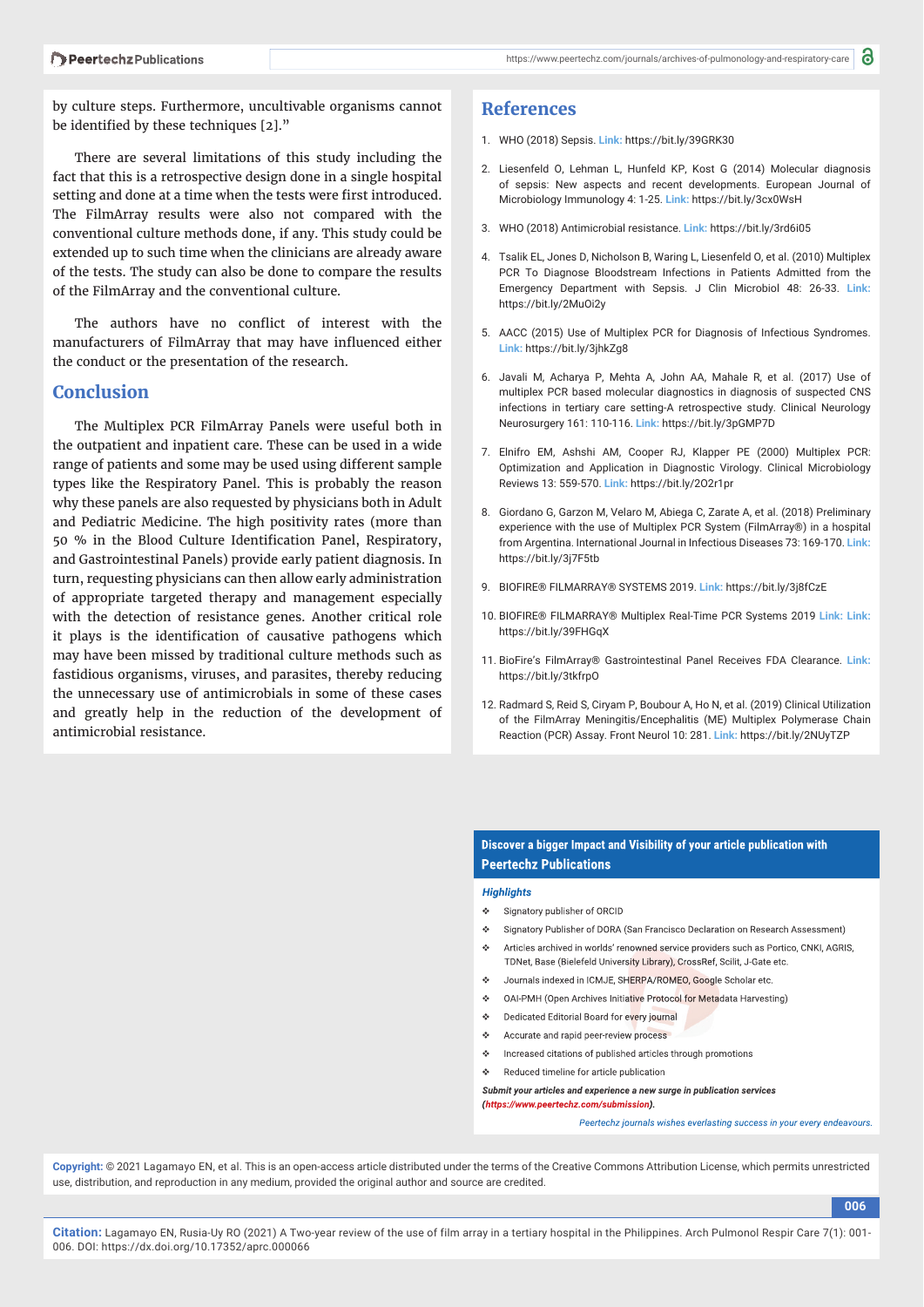by culture steps. Furthermore, uncultivable organisms cannot be identified by these techniques [2]."

There are several limitations of this study including the fact that this is a retrospective design done in a single hospital setting and done at a time when the tests were first introduced. The FilmArray results were also not compared with the conventional culture methods done, if any. This study could be extended up to such time when the clinicians are already aware of the tests. The study can also be done to compare the results of the FilmArray and the conventional culture.

The authors have no conflict of interest with the manufacturers of FilmArray that may have influenced either the conduct or the presentation of the research.

## Conclusion

The Multiplex PCR FilmArray Panels were useful both in the outpatient and inpatient care. These can be used in a wide range of patients and some may be used using different sample types like the Respiratory Panel. This is probably the reason why these panels are also requested by physicians both in Adult and Pediatric Medicine. The high positivity rates (more than 50 % in the Blood Culture Identification Panel, Respiratory, and Gastrointestinal Panels) provide early patient diagnosis. In turn, requesting physicians can then allow early administration of appropriate targeted therapy and management especially with the detection of resistance genes. Another critical role it plays is the identification of causative pathogens which may have been missed by traditional culture methods such as fastidious organisms, viruses, and parasites, thereby reducing the unnecessary use of antimicrobials in some of these cases and greatly help in the reduction of the development of antimicrobial resistance.

## References

1. WHO (2018) Sepsis. Link: https://bit.ly/39GRK30
2. Liesenfeld O, Lehman L, Hunfeld KP, Kost G (2014) Molecular diagnosis of sepsis: New aspects and recent developments. European Journal of Microbiology Immunology 4: 1-25. Link: https://bit.ly/3cx0WsH
3. WHO (2018) Antimicrobial resistance. Link: https://bit.ly/3rd6i05
4. Tsalik EL, Jones D, Nicholson B, Waring L, Liesenfeld O, et al. (2010) Multiplex PCR To Diagnose Bloodstream Infections in Patients Admitted from the Emergency Department with Sepsis. J Clin Microbiol 48: 26-33. Link: https://bit.ly/2MuOi2y
5. AACC (2015) Use of Multiplex PCR for Diagnosis of Infectious Syndromes. Link: https://bit.ly/3jhkZg8
6. Javali M, Acharya P, Mehta A, John AA, Mahale R, et al. (2017) Use of multiplex PCR based molecular diagnostics in diagnosis of suspected CNS infections in tertiary care setting-A retrospective study. Clinical Neurology Neurosurgery 161: 110-116. Link: https://bit.ly/3pGMP7D
7. Elnifro EM, Ashshi AM, Cooper RJ, Klapper PE (2000) Multiplex PCR: Optimization and Application in Diagnostic Virology. Clinical Microbiology Reviews 13: 559-570. Link: https://bit.ly/2O2r1pr
8. Giordano G, Garzon M, Velaro M, Abiega C, Zarate A, et al. (2018) Preliminary experience with the use of Multiplex PCR System (FilmArray®) in a hospital from Argentina. International Journal in Infectious Diseases 73: 169-170. Link: https://bit.ly/3j7F5tb
9. BIOFIRE® FILMARRAY® SYSTEMS 2019. Link: https://bit.ly/3j8fCzE
10. BIOFIRE® FILMARRAY® Multiplex Real-Time PCR Systems 2019 Link: Link: https://bit.ly/39FHGqX
11. BioFire's FilmArray® Gastrointestinal Panel Receives FDA Clearance. Link: https://bit.ly/3tkfrpO
12. Radmard S, Reid S, Ciryam P, Boubour A, Ho N, et al. (2019) Clinical Utilization of the FilmArray Meningitis/Encephalitis (ME) Multiplex Polymerase Chain Reaction (PCR) Assay. Front Neurol 10: 281. Link: https://bit.ly/2NUyTZP

**Discover a bigger Impact and Visibility of your article publication with Peertechz Publications**

***Highlights***

- Signatory publisher of ORCID
- Signatory Publisher of DORA (San Francisco Declaration on Research Assessment)
- Articles archived in worlds' renowned service providers such as Portico, CNKI, AGRIS, TDNet, Base (Bielefeld University Library), CrossRef, Scilit, J-Gate etc.
- Journals indexed in ICMJE, SHERPA/ROMEO, Google Scholar etc.
- OAI-PMH (Open Archives Initiative Protocol for Metadata Harvesting)
- Dedicated Editorial Board for every journal
- Accurate and rapid peer-review process
- Increased citations of published articles through promotions
- Reduced timeline for article publication

***Submit your articles and experience a new surge in publication services (https://www.peertechz.com/submission).***

*Peertechz journals wishes everlasting success in your every endeavours.*

**Copyright:** © 2021 Lagamayo EN, et al. This is an open-access article distributed under the terms of the Creative Commons Attribution License, which permits unrestricted use, distribution, and reproduction in any medium, provided the original author and source are credited.